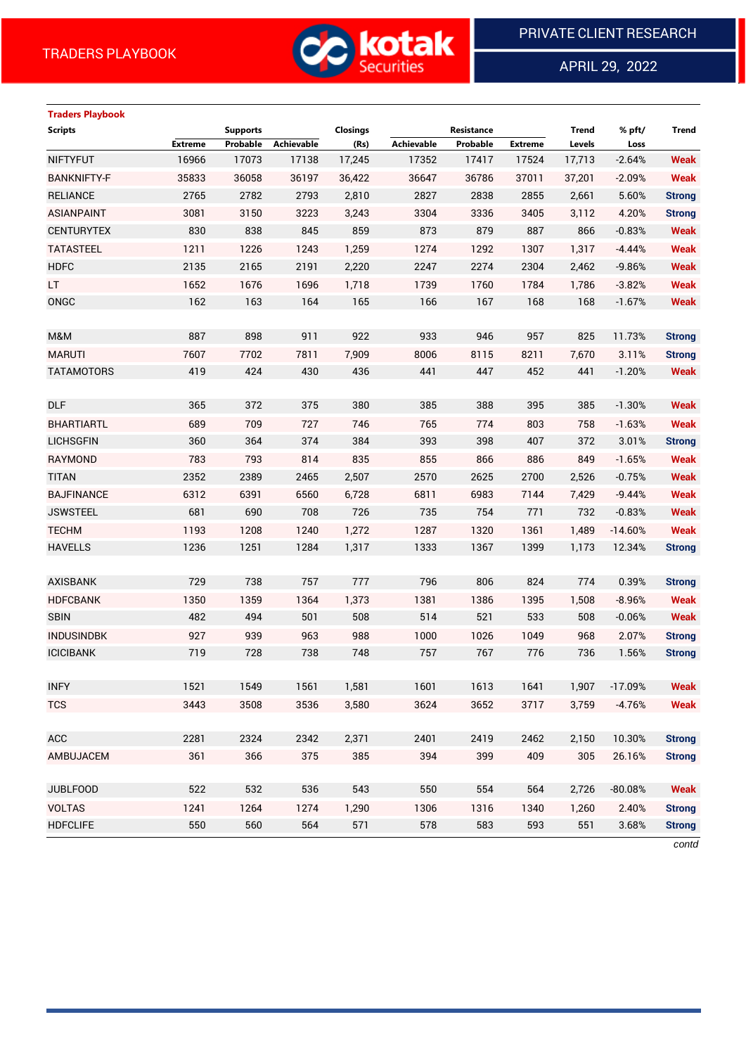# TRADERS PLAYBOOK

PRIVATE CLIENT RESEARCH

APRIL 29, 2022

## Traders Playbook

| Scripts | Supports | | | Closings | Resistance | | | Trend | % pft/ | Trend |
|---|---|---|---|---|---|---|---|---|---|---|
| | Extreme | Probable | Achievable | (Rs) | Achievable | Probable | Extreme | Levels | Loss | |
| NIFTYFUT | 16966 | 17073 | 17138 | 17,245 | 17352 | 17417 | 17524 | 17,713 | -2.64% | Weak |
| BANKNIFTY-F | 35833 | 36058 | 36197 | 36,422 | 36647 | 36786 | 37011 | 37,201 | -2.09% | Weak |
| RELIANCE | 2765 | 2782 | 2793 | 2,810 | 2827 | 2838 | 2855 | 2,661 | 5.60% | Strong |
| ASIANPAINT | 3081 | 3150 | 3223 | 3,243 | 3304 | 3336 | 3405 | 3,112 | 4.20% | Strong |
| CENTURYTEX | 830 | 838 | 845 | 859 | 873 | 879 | 887 | 866 | -0.83% | Weak |
| TATASTEEL | 1211 | 1226 | 1243 | 1,259 | 1274 | 1292 | 1307 | 1,317 | -4.44% | Weak |
| HDFC | 2135 | 2165 | 2191 | 2,220 | 2247 | 2274 | 2304 | 2,462 | -9.86% | Weak |
| LT | 1652 | 1676 | 1696 | 1,718 | 1739 | 1760 | 1784 | 1,786 | -3.82% | Weak |
| ONGC | 162 | 163 | 164 | 165 | 166 | 167 | 168 | 168 | -1.67% | Weak |
| | | | | | | | | | | |
| M&M | 887 | 898 | 911 | 922 | 933 | 946 | 957 | 825 | 11.73% | Strong |
| MARUTI | 7607 | 7702 | 7811 | 7,909 | 8006 | 8115 | 8211 | 7,670 | 3.11% | Strong |
| TATAMOTORS | 419 | 424 | 430 | 436 | 441 | 447 | 452 | 441 | -1.20% | Weak |
| | | | | | | | | | | |
| DLF | 365 | 372 | 375 | 380 | 385 | 388 | 395 | 385 | -1.30% | Weak |
| BHARTIARTL | 689 | 709 | 727 | 746 | 765 | 774 | 803 | 758 | -1.63% | Weak |
| LICHSGFIN | 360 | 364 | 374 | 384 | 393 | 398 | 407 | 372 | 3.01% | Strong |
| RAYMOND | 783 | 793 | 814 | 835 | 855 | 866 | 886 | 849 | -1.65% | Weak |
| TITAN | 2352 | 2389 | 2465 | 2,507 | 2570 | 2625 | 2700 | 2,526 | -0.75% | Weak |
| BAJFINANCE | 6312 | 6391 | 6560 | 6,728 | 6811 | 6983 | 7144 | 7,429 | -9.44% | Weak |
| JSWSTEEL | 681 | 690 | 708 | 726 | 735 | 754 | 771 | 732 | -0.83% | Weak |
| TECHM | 1193 | 1208 | 1240 | 1,272 | 1287 | 1320 | 1361 | 1,489 | -14.60% | Weak |
| HAVELLS | 1236 | 1251 | 1284 | 1,317 | 1333 | 1367 | 1399 | 1,173 | 12.34% | Strong |
| | | | | | | | | | | |
| AXISBANK | 729 | 738 | 757 | 777 | 796 | 806 | 824 | 774 | 0.39% | Strong |
| HDFCBANK | 1350 | 1359 | 1364 | 1,373 | 1381 | 1386 | 1395 | 1,508 | -8.96% | Weak |
| SBIN | 482 | 494 | 501 | 508 | 514 | 521 | 533 | 508 | -0.06% | Weak |
| INDUSINDBK | 927 | 939 | 963 | 988 | 1000 | 1026 | 1049 | 968 | 2.07% | Strong |
| ICICIBANK | 719 | 728 | 738 | 748 | 757 | 767 | 776 | 736 | 1.56% | Strong |
| | | | | | | | | | | |
| INFY | 1521 | 1549 | 1561 | 1,581 | 1601 | 1613 | 1641 | 1,907 | -17.09% | Weak |
| TCS | 3443 | 3508 | 3536 | 3,580 | 3624 | 3652 | 3717 | 3,759 | -4.76% | Weak |
| | | | | | | | | | | |
| ACC | 2281 | 2324 | 2342 | 2,371 | 2401 | 2419 | 2462 | 2,150 | 10.30% | Strong |
| AMBUJACEM | 361 | 366 | 375 | 385 | 394 | 399 | 409 | 305 | 26.16% | Strong |
| | | | | | | | | | | |
| JUBLFOOD | 522 | 532 | 536 | 543 | 550 | 554 | 564 | 2,726 | -80.08% | Weak |
| VOLTAS | 1241 | 1264 | 1274 | 1,290 | 1306 | 1316 | 1340 | 1,260 | 2.40% | Strong |
| HDFCLIFE | 550 | 560 | 564 | 571 | 578 | 583 | 593 | 551 | 3.68% | Strong |

*contd*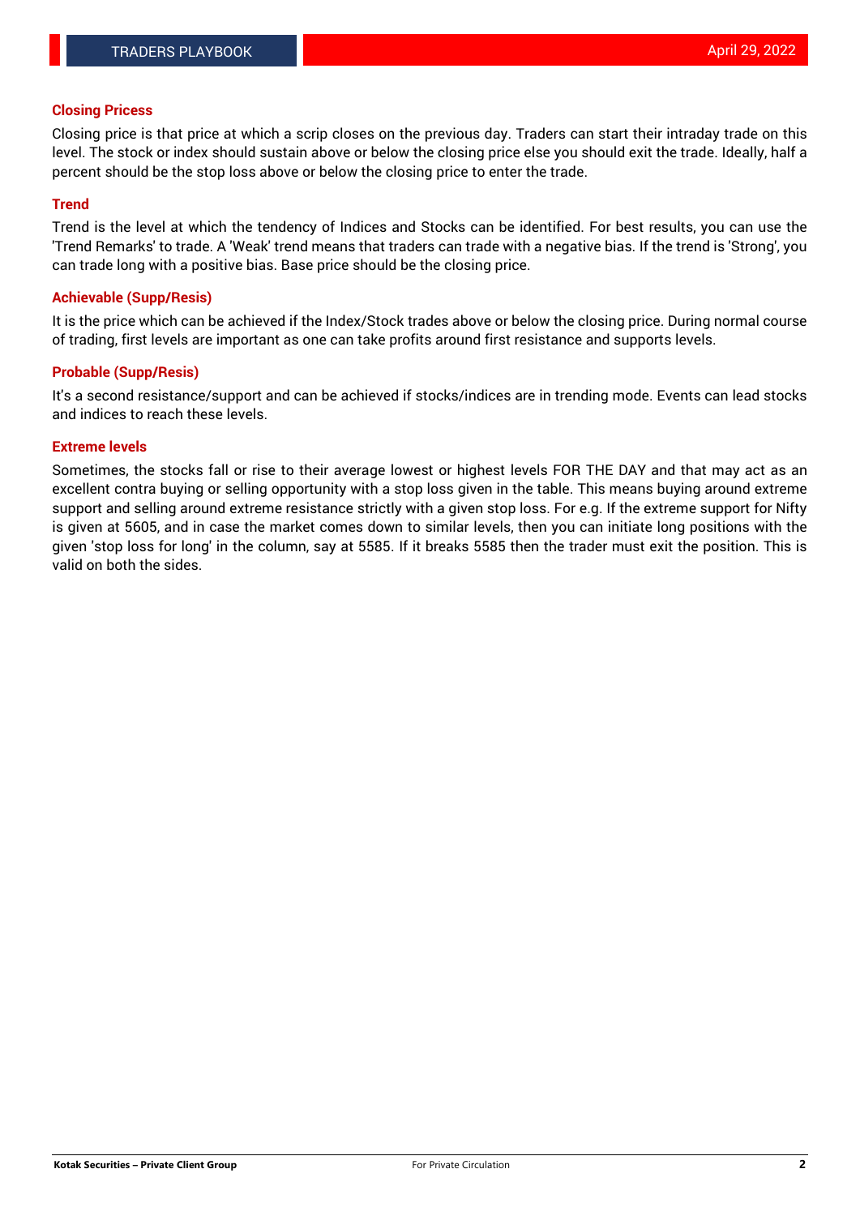## Closing Pricess

Closing price is that price at which a scrip closes on the previous day. Traders can start their intraday trade on this level. The stock or index should sustain above or below the closing price else you should exit the trade. Ideally, half a percent should be the stop loss above or below the closing price to enter the trade.

## Trend

Trend is the level at which the tendency of Indices and Stocks can be identified. For best results, you can use the 'Trend Remarks' to trade. A 'Weak' trend means that traders can trade with a negative bias. If the trend is 'Strong', you can trade long with a positive bias. Base price should be the closing price.

## Achievable (Supp/Resis)

It is the price which can be achieved if the Index/Stock trades above or below the closing price. During normal course of trading, first levels are important as one can take profits around first resistance and supports levels.

## Probable (Supp/Resis)

It's a second resistance/support and can be achieved if stocks/indices are in trending mode. Events can lead stocks and indices to reach these levels.

## Extreme levels

Sometimes, the stocks fall or rise to their average lowest or highest levels FOR THE DAY and that may act as an excellent contra buying or selling opportunity with a stop loss given in the table. This means buying around extreme support and selling around extreme resistance strictly with a given stop loss. For e.g. If the extreme support for Nifty is given at 5605, and in case the market comes down to similar levels, then you can initiate long positions with the given 'stop loss for long' in the column, say at 5585. If it breaks 5585 then the trader must exit the position. This is valid on both the sides.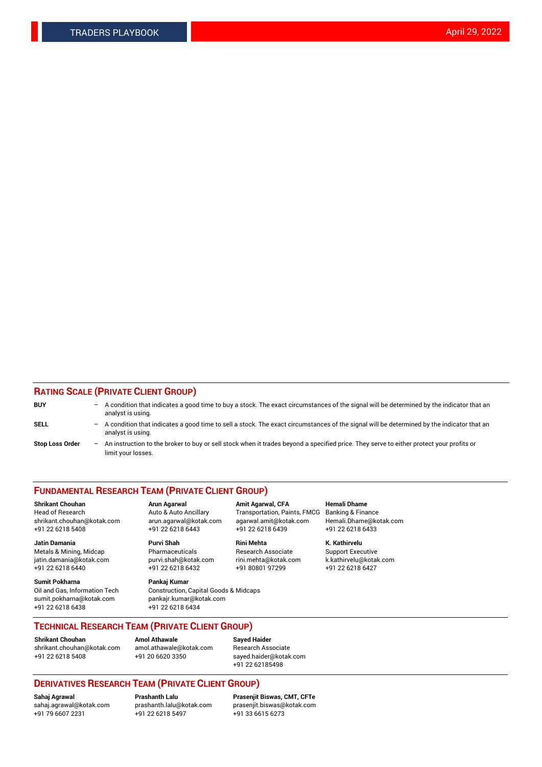## RATING SCALE (PRIVATE CLIENT GROUP)

**BUY** – A condition that indicates a good time to buy a stock. The exact circumstances of the signal will be determined by the indicator that an analyst is using.

**SELL** – A condition that indicates a good time to sell a stock. The exact circumstances of the signal will be determined by the indicator that an analyst is using.

**Stop Loss Order** – An instruction to the broker to buy or sell stock when it trades beyond a specified price. They serve to either protect your profits or limit your losses.

## FUNDAMENTAL RESEARCH TEAM (PRIVATE CLIENT GROUP)

**Shrikant Chouhan**
Head of Research
shrikant.chouhan@kotak.com
+91 22 6218 5408

**Arun Agarwal**
Auto & Auto Ancillary
arun.agarwal@kotak.com
+91 22 6218 6443

**Amit Agarwal, CFA**
Transportation, Paints, FMCG
agarwal.amit@kotak.com
+91 22 6218 6439

**Hemali Dhame**
Banking & Finance
Hemali.Dhame@kotak.com
+91 22 6218 6433

**Jatin Damania**
Metals & Mining, Midcap
jatin.damania@kotak.com
+91 22 6218 6440

**Purvi Shah**
Pharmaceuticals
purvi.shah@kotak.com
+91 22 6218 6432

**Rini Mehta**
Research Associate
rini.mehta@kotak.com
+91 80801 97299

**K. Kathirvelu**
Support Executive
k.kathirvelu@kotak.com
+91 22 6218 6427

**Sumit Pokharna**
Oil and Gas, Information Tech
sumit.pokharna@kotak.com
+91 22 6218 6438

**Pankaj Kumar**
Construction, Capital Goods & Midcaps
pankajr.kumar@kotak.com
+91 22 6218 6434

## TECHNICAL RESEARCH TEAM (PRIVATE CLIENT GROUP)

**Shrikant Chouhan**
shrikant.chouhan@kotak.com
+91 22 6218 5408

**Amol Athawale**
amol.athawale@kotak.com
+91 20 6620 3350

**Sayed Haider**
Research Associate
sayed.haider@kotak.com
+91 22 62185498

## DERIVATIVES RESEARCH TEAM (PRIVATE CLIENT GROUP)

**Sahaj Agrawal**
sahaj.agrawal@kotak.com
+91 79 6607 2231

**Prashanth Lalu**
prashanth.lalu@kotak.com
+91 22 6218 5497

**Prasenjit Biswas, CMT, CFTe**
prasenjit.biswas@kotak.com
+91 33 6615 6273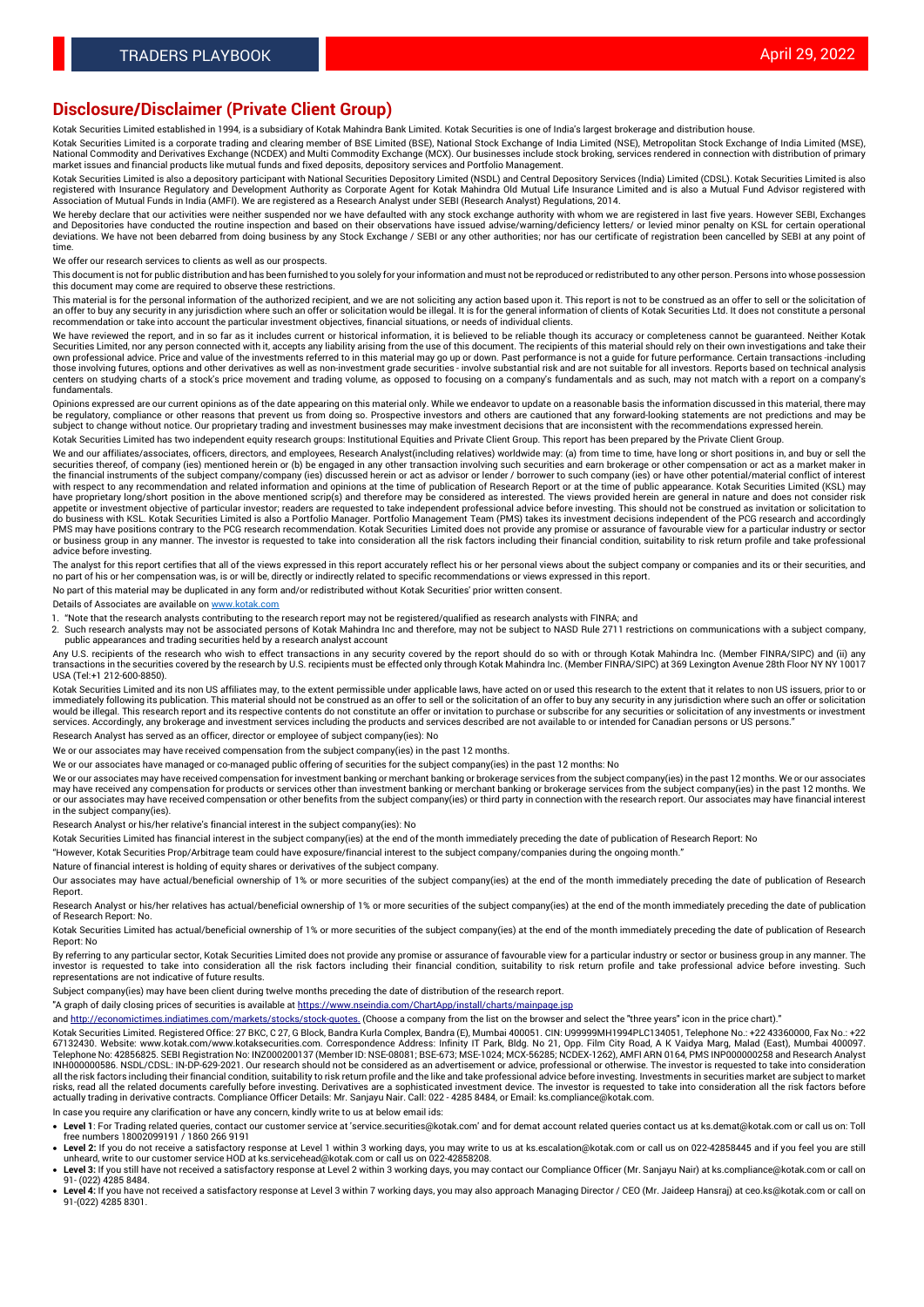## Disclosure/Disclaimer (Private Client Group)

Kotak Securities Limited established in 1994, is a subsidiary of Kotak Mahindra Bank Limited. Kotak Securities is one of India's largest brokerage and distribution house.

Kotak Securities Limited is a corporate trading and clearing member of BSE Limited (BSE), National Stock Exchange of India Limited (NSE), Metropolitan Stock Exchange of India Limited (MSE), National Commodity and Derivatives Exchange (NCDEX) and Multi Commodity Exchange (MCX). Our businesses include stock broking, services rendered in connection with distribution of primary market issues and financial products like mutual funds and fixed deposits, depository services and Portfolio Management.

Kotak Securities Limited is also a depository participant with National Securities Depository Limited (NSDL) and Central Depository Services (India) Limited (CDSL). Kotak Securities Limited is also registered with Insurance Regulatory and Development Authority as Corporate Agent for Kotak Mahindra Old Mutual Life Insurance Limited and is also a Mutual Fund Advisor registered with Association of Mutual Funds in India (AMFI). We are registered as a Research Analyst under SEBI (Research Analyst) Regulations, 2014.

We hereby declare that our activities were neither suspended nor we have defaulted with any stock exchange authority with whom we are registered in last five years. However SEBI, Exchanges and Depositories have conducted the routine inspection and based on their observations have issued advise/warning/deficiency letters/ or levied minor penalty on KSL for certain operational deviations. We have not been debarred from doing business by any Stock Exchange / SEBI or any other authorities; nor has our certificate of registration been cancelled by SEBI at any point of time.

We offer our research services to clients as well as our prospects.

This document is not for public distribution and has been furnished to you solely for your information and must not be reproduced or redistributed to any other person. Persons into whose possession this document may come are required to observe these restrictions.

This material is for the personal information of the authorized recipient, and we are not soliciting any action based upon it. This report is not to be construed as an offer to sell or the solicitation of an offer to buy any security in any jurisdiction where such an offer or solicitation would be illegal. It is for the general information of clients of Kotak Securities Ltd. It does not constitute a personal recommendation or take into account the particular investment objectives, financial situations, or needs of individual clients.

We have reviewed the report, and in so far as it includes current or historical information, it is believed to be reliable though its accuracy or completeness cannot be guaranteed. Neither Kotak Securities Limited, nor any person connected with it, accepts any liability arising from the use of this document. The recipients of this material should rely on their own investigations and take their own professional advice. Price and value of the investments referred to in this material may go up or down. Past performance is not a guide for future performance. Certain transactions -including those involving futures, options and other derivatives as well as non-investment grade securities - involve substantial risk and are not suitable for all investors. Reports based on technical analysis centers on studying charts of a stock's price movement and trading volume, as opposed to focusing on a company's fundamentals and as such, may not match with a report on a company's fundamentals.

Opinions expressed are our current opinions as of the date appearing on this material only. While we endeavor to update on a reasonable basis the information discussed in this material, there may be regulatory, compliance or other reasons that prevent us from doing so. Prospective investors and others are cautioned that any forward-looking statements are not predictions and may be subject to change without notice. Our proprietary trading and investment businesses may make investment decisions that are inconsistent with the recommendations expressed herein.

Kotak Securities Limited has two independent equity research groups: Institutional Equities and Private Client Group. This report has been prepared by the Private Client Group.

We and our affiliates/associates, officers, directors, and employees, Research Analyst(including relatives) worldwide may: (a) from time to time, have long or short positions in, and buy or sell the securities thereof, of company (ies) mentioned herein or (b) be engaged in any other transaction involving such securities and earn brokerage or other compensation or act as a market maker in the financial instruments of the subject company/company (ies) discussed herein or act as advisor or lender / borrower to such company (ies) or have other potential/material conflict of interest with respect to any recommendation and related information and opinions at the time of publication of Research Report or at the time of public appearance. Kotak Securities Limited (KSL) may have proprietary long/short position in the above mentioned scrip(s) and therefore may be considered as interested. The views provided herein are general in nature and does not consider risk appetite or investment objective of particular investor; readers are requested to take independent professional advice before investing. This should not be construed as invitation or solicitation to do business with KSL. Kotak Securities Limited is also a Portfolio Manager. Portfolio Management Team (PMS) takes its investment decisions independent of the PCG research and accordingly PMS may have positions contrary to the PCG research recommendation. Kotak Securities Limited does not provide any promise or assurance of favourable view for a particular industry or sector or business group in any manner. The investor is requested to take into consideration all the risk factors including their financial condition, suitability to risk return profile and take professional advice before investing.

The analyst for this report certifies that all of the views expressed in this report accurately reflect his or her personal views about the subject company or companies and its or their securities, and no part of his or her compensation was, is or will be, directly or indirectly related to specific recommendations or views expressed in this report.

No part of this material may be duplicated in any form and/or redistributed without Kotak Securities' prior written consent.

Details of Associates are available on www.kotak.com

1. "Note that the research analysts contributing to the research report may not be registered/qualified as research analysts with FINRA; and
2. Such research analysts may not be associated persons of Kotak Mahindra Inc and therefore, may not be subject to NASD Rule 2711 restrictions on communications with a subject company, public appearances and trading securities held by a research analyst account

Any U.S. recipients of the research who wish to effect transactions in any security covered by the report should do so with or through Kotak Mahindra Inc. (Member FINRA/SIPC) and (ii) any transactions in the securities covered by the research by U.S. recipients must be effected only through Kotak Mahindra Inc. (Member FINRA/SIPC) at 369 Lexington Avenue 28th Floor NY NY 10017 USA (Tel:+1 212-600-8850).

Kotak Securities Limited and its non US affiliates may, to the extent permissible under applicable laws, have acted on or used this research to the extent that it relates to non US issuers, prior to or immediately following its publication. This material should not be construed as an offer to sell or the solicitation of an offer to buy any security in any jurisdiction where such an offer or solicitation would be illegal. This research report and its respective contents do not constitute an offer or invitation to purchase or subscribe for any securities or solicitation of any investments or investment services. Accordingly, any brokerage and investment services including the products and services described are not available to or intended for Canadian persons or US persons."

Research Analyst has served as an officer, director or employee of subject company(ies): No

We or our associates may have received compensation from the subject company(ies) in the past 12 months.

We or our associates have managed or co-managed public offering of securities for the subject company(ies) in the past 12 months: No

We or our associates may have received compensation for investment banking or merchant banking or brokerage services from the subject company(ies) in the past 12 months. We or our associates may have received any compensation for products or services other than investment banking or merchant banking or brokerage services from the subject company(ies) in the past 12 months. We or our associates may have received compensation or other benefits from the subject company(ies) or third party in connection with the research report. Our associates may have financial interest in the subject company(ies).

Research Analyst or his/her relative's financial interest in the subject company(ies): No

Kotak Securities Limited has financial interest in the subject company(ies) at the end of the month immediately preceding the date of publication of Research Report: No

"However, Kotak Securities Prop/Arbitrage team could have exposure/financial interest to the subject company/companies during the ongoing month."

Nature of financial interest is holding of equity shares or derivatives of the subject company.

Our associates may have actual/beneficial ownership of 1% or more securities of the subject company(ies) at the end of the month immediately preceding the date of publication of Research Report.

Research Analyst or his/her relatives has actual/beneficial ownership of 1% or more securities of the subject company(ies) at the end of the month immediately preceding the date of publication of Research Report: No.

Kotak Securities Limited has actual/beneficial ownership of 1% or more securities of the subject company(ies) at the end of the month immediately preceding the date of publication of Research Report: No

By referring to any particular sector, Kotak Securities Limited does not provide any promise or assurance of favourable view for a particular industry or sector or business group in any manner. The investor is requested to take into consideration all the risk factors including their financial condition, suitability to risk return profile and take professional advice before investing. Such representations are not indicative of future results.

Subject company(ies) may have been client during twelve months preceding the date of distribution of the research report.

"A graph of daily closing prices of securities is available at https://www.nseindia.com/ChartApp/install/charts/mainpage.jsp

and http://economictimes.indiatimes.com/markets/stocks/stock-quotes. (Choose a company from the list on the browser and select the "three years" icon in the price chart)."

Kotak Securities Limited. Registered Office: 27 BKC, C 27, G Block, Bandra Kurla Complex, Bandra (E), Mumbai 400051. CIN: U99999MH1994PLC134051, Telephone No.: +22 43360000, Fax No.: +22 67132430. Website: www.kotak.com/www.kotaksecurities.com. Correspondence Address: Infinity IT Park, Bldg. No 21, Opp. Film City Road, A K Vaidya Marg, Malad (East), Mumbai 400097. Telephone No: 42856825. SEBI Registration No: INZ000200137 (Member ID: NSE-08081; BSE-673; MSE-1024; MCX-56285; NCDEX-1262), AMFI ARN 0164, PMS INP000000258 and Research Analyst INH000000586. NSDL/CDSL: IN-DP-629-2021. Our research should not be considered as an advertisement or advice, professional or otherwise. The investor is requested to take into consideration all the risk factors including their financial condition, suitability to risk return profile and the like and take professional advice before investing. Investments in securities market are subject to market risks, read all the related documents carefully before investing. Derivatives are a sophisticated investment device. The investor is requested to take into consideration all the risk factors before actually trading in derivative contracts. Compliance Officer Details: Mr. Sanjayu Nair. Call: 022 - 4285 8484, or Email: ks.compliance@kotak.com.

In case you require any clarification or have any concern, kindly write to us at below email ids:

- **Level 1**: For Trading related queries, contact our customer service at 'service.securities@kotak.com' and for demat account related queries contact us at ks.demat@kotak.com or call us on: Toll free numbers 18002099191 / 1860 266 9191
- **Level 2:** If you do not receive a satisfactory response at Level 1 within 3 working days, you may write to us at ks.escalation@kotak.com or call us on 022-42858445 and if you feel you are still unheard, write to our customer service HOD at ks.servicehead@kotak.com or call us on 022-42858208.
- **Level 3:** If you still have not received a satisfactory response at Level 2 within 3 working days, you may contact our Compliance Officer (Mr. Sanjayu Nair) at ks.compliance@kotak.com or call on 91- (022) 4285 8484.
- **Level 4:** If you have not received a satisfactory response at Level 3 within 7 working days, you may also approach Managing Director / CEO (Mr. Jaideep Hansraj) at ceo.ks@kotak.com or call on 91-(022) 4285 8301.